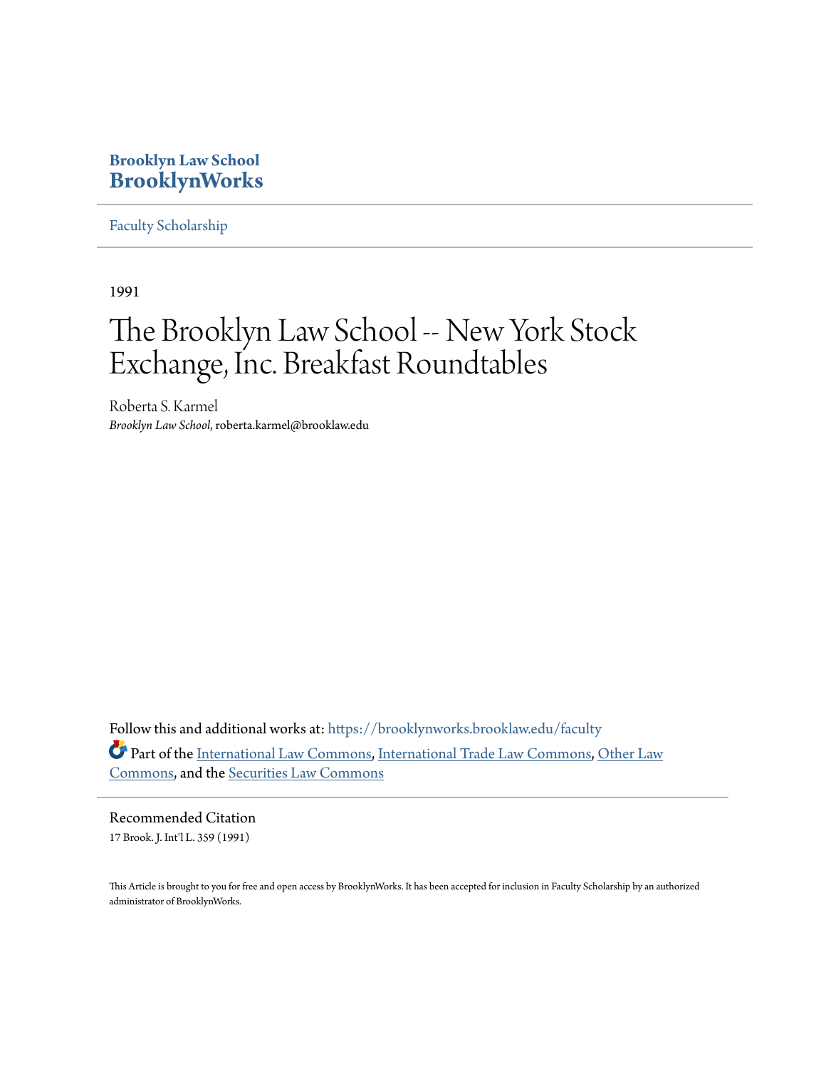Brooklyn Law School
**BrooklynWorks**

Faculty Scholarship

---

1991

# The Brooklyn Law School -- New York Stock Exchange, Inc. Breakfast Roundtables

Roberta S. Karmel
*Brooklyn Law School*, roberta.karmel@brooklaw.edu

Follow this and additional works at: https://brooklynworks.brooklaw.edu/faculty

Part of the International Law Commons, International Trade Law Commons, Other Law Commons, and the Securities Law Commons

---

Recommended Citation
17 Brook. J. Int'l L. 359 (1991)

This Article is brought to you for free and open access by BrooklynWorks. It has been accepted for inclusion in Faculty Scholarship by an authorized administrator of BrooklynWorks.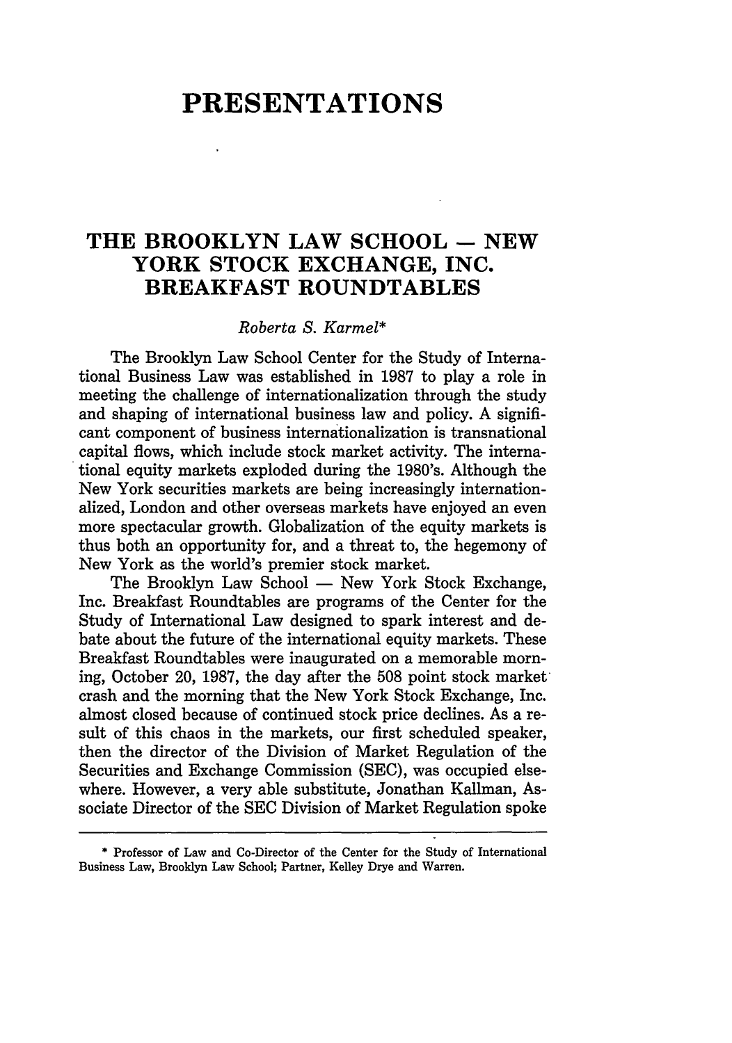# PRESENTATIONS

## THE BROOKLYN LAW SCHOOL — NEW YORK STOCK EXCHANGE, INC. BREAKFAST ROUNDTABLES

*Roberta S. Karmel**

The Brooklyn Law School Center for the Study of International Business Law was established in 1987 to play a role in meeting the challenge of internationalization through the study and shaping of international business law and policy. A significant component of business internationalization is transnational capital flows, which include stock market activity. The international equity markets exploded during the 1980's. Although the New York securities markets are being increasingly internationalized, London and other overseas markets have enjoyed an even more spectacular growth. Globalization of the equity markets is thus both an opportunity for, and a threat to, the hegemony of New York as the world's premier stock market.

The Brooklyn Law School — New York Stock Exchange, Inc. Breakfast Roundtables are programs of the Center for the Study of International Law designed to spark interest and debate about the future of the international equity markets. These Breakfast Roundtables were inaugurated on a memorable morning, October 20, 1987, the day after the 508 point stock market crash and the morning that the New York Stock Exchange, Inc. almost closed because of continued stock price declines. As a result of this chaos in the markets, our first scheduled speaker, then the director of the Division of Market Regulation of the Securities and Exchange Commission (SEC), was occupied elsewhere. However, a very able substitute, Jonathan Kallman, Associate Director of the SEC Division of Market Regulation spoke

\* Professor of Law and Co-Director of the Center for the Study of International Business Law, Brooklyn Law School; Partner, Kelley Drye and Warren.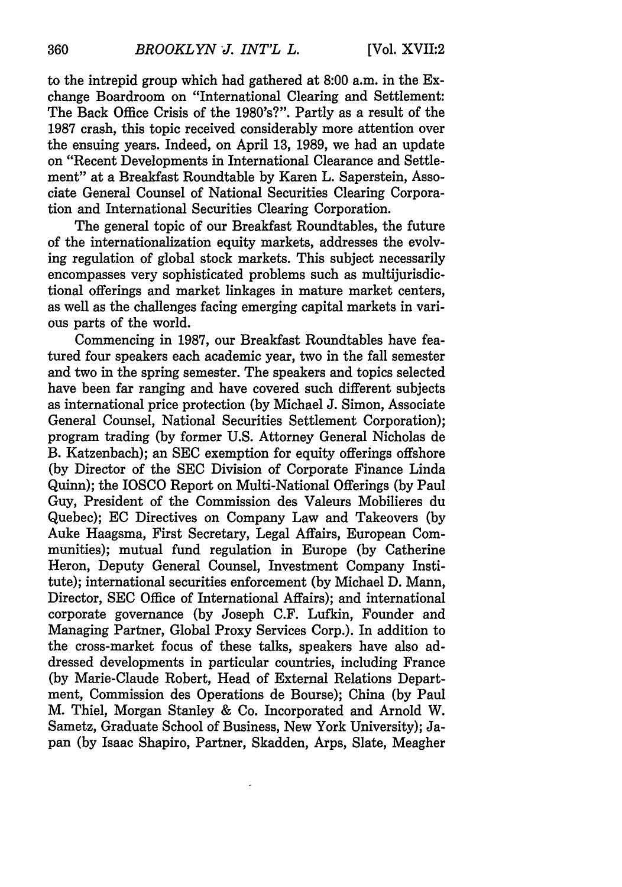to the intrepid group which had gathered at 8:00 a.m. in the Exchange Boardroom on "International Clearing and Settlement: The Back Office Crisis of the 1980's?". Partly as a result of the 1987 crash, this topic received considerably more attention over the ensuing years. Indeed, on April 13, 1989, we had an update on "Recent Developments in International Clearance and Settlement" at a Breakfast Roundtable by Karen L. Saperstein, Associate General Counsel of National Securities Clearing Corporation and International Securities Clearing Corporation.

The general topic of our Breakfast Roundtables, the future of the internationalization equity markets, addresses the evolving regulation of global stock markets. This subject necessarily encompasses very sophisticated problems such as multijurisdictional offerings and market linkages in mature market centers, as well as the challenges facing emerging capital markets in various parts of the world.

Commencing in 1987, our Breakfast Roundtables have featured four speakers each academic year, two in the fall semester and two in the spring semester. The speakers and topics selected have been far ranging and have covered such different subjects as international price protection (by Michael J. Simon, Associate General Counsel, National Securities Settlement Corporation); program trading (by former U.S. Attorney General Nicholas de B. Katzenbach); an SEC exemption for equity offerings offshore (by Director of the SEC Division of Corporate Finance Linda Quinn); the IOSCO Report on Multi-National Offerings (by Paul Guy, President of the Commission des Valeurs Mobilieres du Quebec); EC Directives on Company Law and Takeovers (by Auke Haagsma, First Secretary, Legal Affairs, European Communities); mutual fund regulation in Europe (by Catherine Heron, Deputy General Counsel, Investment Company Institute); international securities enforcement (by Michael D. Mann, Director, SEC Office of International Affairs); and international corporate governance (by Joseph C.F. Lufkin, Founder and Managing Partner, Global Proxy Services Corp.). In addition to the cross-market focus of these talks, speakers have also addressed developments in particular countries, including France (by Marie-Claude Robert, Head of External Relations Department, Commission des Operations de Bourse); China (by Paul M. Thiel, Morgan Stanley & Co. Incorporated and Arnold W. Sametz, Graduate School of Business, New York University); Japan (by Isaac Shapiro, Partner, Skadden, Arps, Slate, Meagher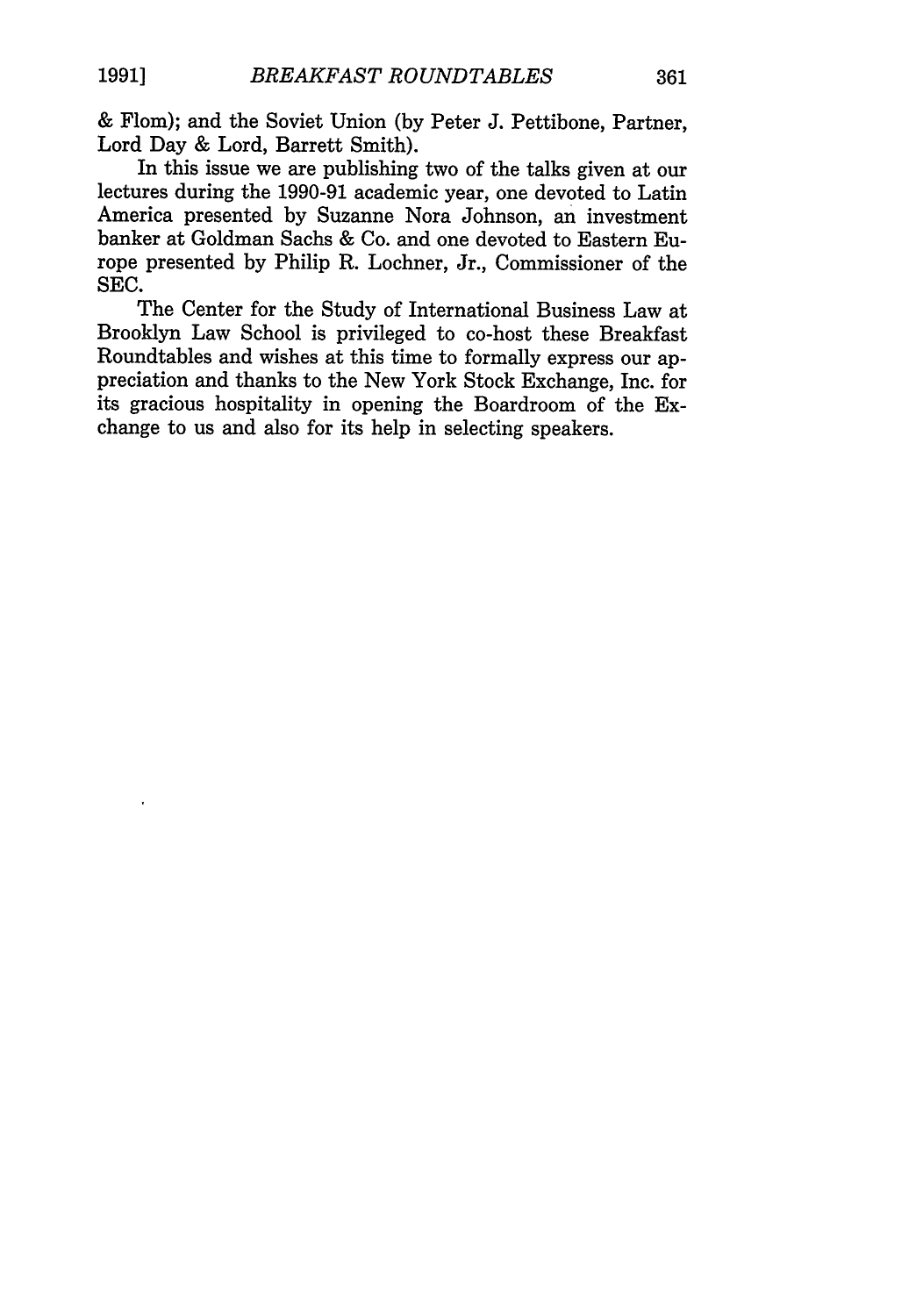& Flom); and the Soviet Union (by Peter J. Pettibone, Partner, Lord Day & Lord, Barrett Smith).

In this issue we are publishing two of the talks given at our lectures during the 1990-91 academic year, one devoted to Latin America presented by Suzanne Nora Johnson, an investment banker at Goldman Sachs & Co. and one devoted to Eastern Europe presented by Philip R. Lochner, Jr., Commissioner of the SEC.

The Center for the Study of International Business Law at Brooklyn Law School is privileged to co-host these Breakfast Roundtables and wishes at this time to formally express our appreciation and thanks to the New York Stock Exchange, Inc. for its gracious hospitality in opening the Boardroom of the Exchange to us and also for its help in selecting speakers.